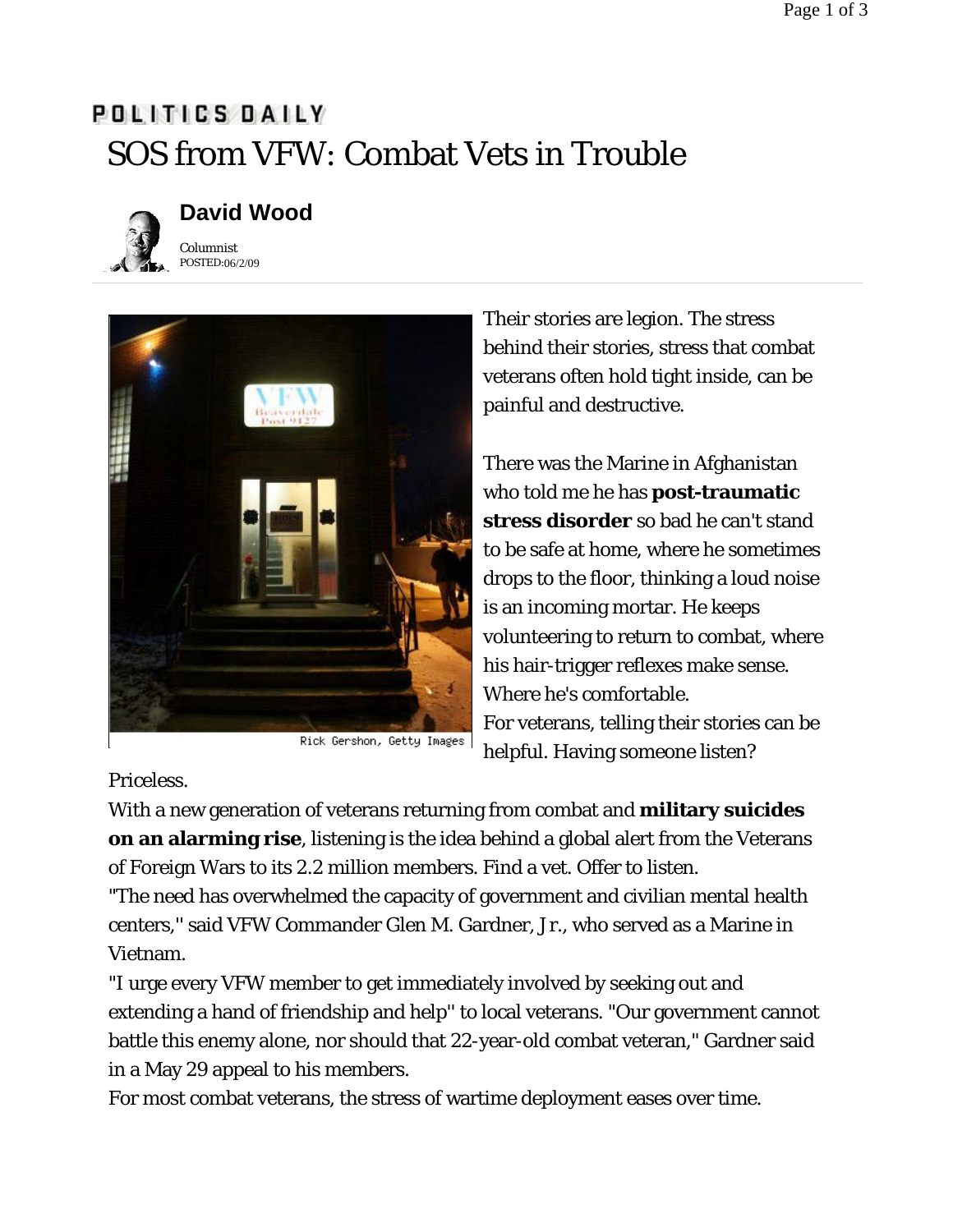POLITICS DAILY

# SOS from VFW: Combat Vets in Trouble

**David Wood**

Columnist
POSTED:06/2/09

Rick Gershon, Getty Images

Their stories are legion. The stress behind their stories, stress that combat veterans often hold tight inside, can be painful and destructive.

There was the Marine in Afghanistan who told me he has **post-traumatic stress disorder** so bad he can't stand to be safe at home, where he sometimes drops to the floor, thinking a loud noise is an incoming mortar. He keeps volunteering to return to combat, where his hair-trigger reflexes make sense. Where he's comfortable.

For veterans, telling their stories can be helpful. Having someone listen? Priceless.

With a new generation of veterans returning from combat and **military suicides on an alarming rise**, listening is the idea behind a global alert from the Veterans of Foreign Wars to its 2.2 million members. Find a vet. Offer to listen.

"The need has overwhelmed the capacity of government and civilian mental health centers," said VFW Commander Glen M. Gardner, Jr., who served as a Marine in Vietnam.

"I urge every VFW member to get immediately involved by seeking out and extending a hand of friendship and help" to local veterans. "Our government cannot battle this enemy alone, nor should that 22-year-old combat veteran," Gardner said in a May 29 appeal to his members.

For most combat veterans, the stress of wartime deployment eases over time.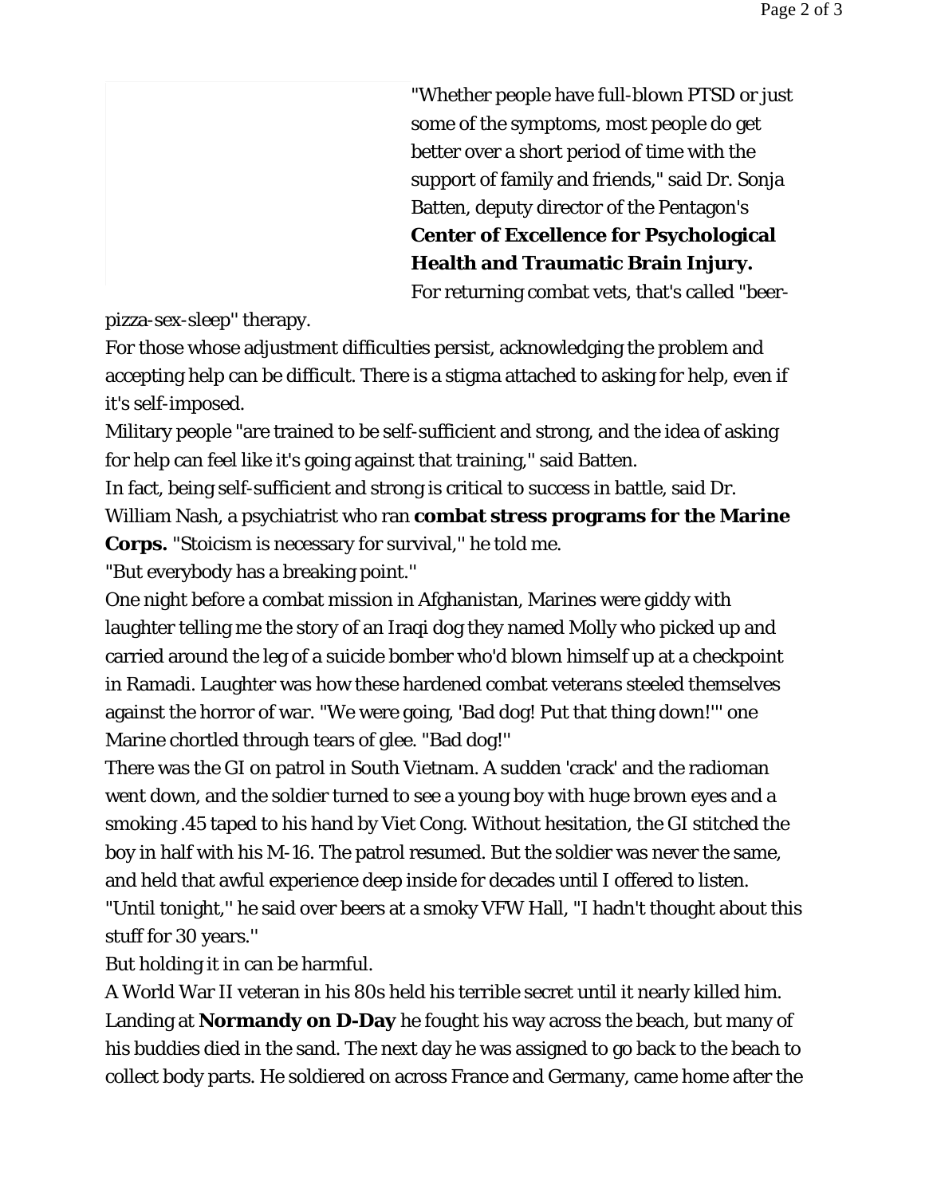"Whether people have full-blown PTSD or just some of the symptoms, most people do get better over a short period of time with the support of family and friends," said Dr. Sonja Batten, deputy director of the Pentagon's **Center of Excellence for Psychological Health and Traumatic Brain Injury.** For returning combat vets, that's called "beer-pizza-sex-sleep'' therapy.

For those whose adjustment difficulties persist, acknowledging the problem and accepting help can be difficult. There is a stigma attached to asking for help, even if it's self-imposed.

Military people "are trained to be self-sufficient and strong, and the idea of asking for help can feel like it's going against that training,'' said Batten.

In fact, being self-sufficient and strong is critical to success in battle, said Dr. William Nash, a psychiatrist who ran **combat stress programs for the Marine Corps.** "Stoicism is necessary for survival,'' he told me.

"But everybody has a breaking point.''

One night before a combat mission in Afghanistan, Marines were giddy with laughter telling me the story of an Iraqi dog they named Molly who picked up and carried around the leg of a suicide bomber who'd blown himself up at a checkpoint in Ramadi. Laughter was how these hardened combat veterans steeled themselves against the horror of war. "We were going, 'Bad dog! Put that thing down!''' one Marine chortled through tears of glee. "Bad dog!''

There was the GI on patrol in South Vietnam. A sudden 'crack' and the radioman went down, and the soldier turned to see a young boy with huge brown eyes and a smoking .45 taped to his hand by Viet Cong. Without hesitation, the GI stitched the boy in half with his M-16. The patrol resumed. But the soldier was never the same, and held that awful experience deep inside for decades until I offered to listen. "Until tonight,'' he said over beers at a smoky VFW Hall, "I hadn't thought about this stuff for 30 years.''

But holding it in can be harmful.

A World War II veteran in his 80s held his terrible secret until it nearly killed him. Landing at **Normandy on D-Day** he fought his way across the beach, but many of his buddies died in the sand. The next day he was assigned to go back to the beach to collect body parts. He soldiered on across France and Germany, came home after the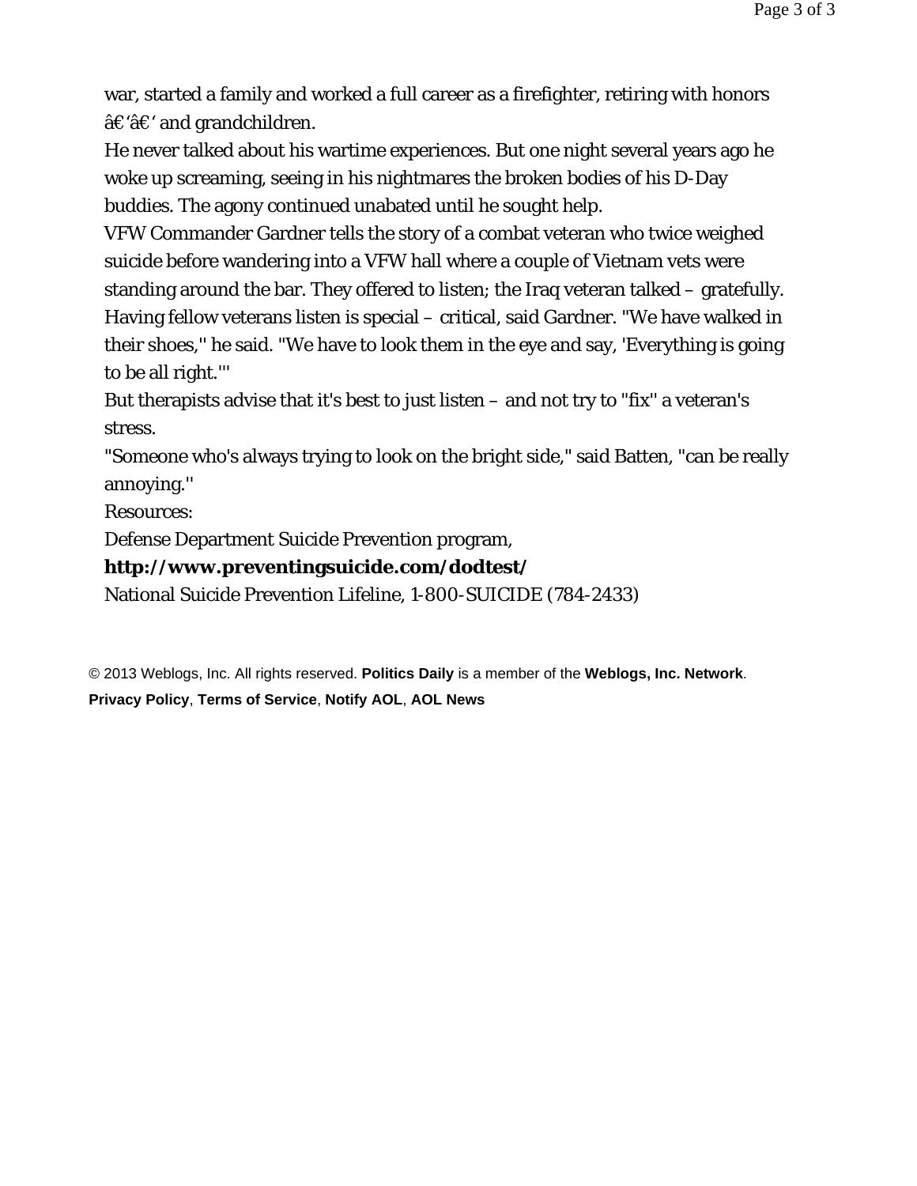war, started a family and worked a full career as a firefighter, retiring with honors â€'â€' and grandchildren.

He never talked about his wartime experiences. But one night several years ago he woke up screaming, seeing in his nightmares the broken bodies of his D-Day buddies. The agony continued unabated until he sought help.

VFW Commander Gardner tells the story of a combat veteran who twice weighed suicide before wandering into a VFW hall where a couple of Vietnam vets were standing around the bar. They offered to listen; the Iraq veteran talked – gratefully.

Having fellow veterans listen is special – critical, said Gardner. "We have walked in their shoes,'' he said. "We have to look them in the eye and say, 'Everything is going to be all right.'"

But therapists advise that it's best to just listen – and not try to "fix'' a veteran's stress.

"Someone who's always trying to look on the bright side," said Batten, "can be really annoying.''

Resources:

Defense Department Suicide Prevention program,

**http://www.preventingsuicide.com/dodtest/**

National Suicide Prevention Lifeline, 1-800-SUICIDE (784-2433)

© 2013 Weblogs, Inc. All rights reserved. **Politics Daily** is a member of the **Weblogs, Inc. Network**.
**Privacy Policy**, **Terms of Service**, **Notify AOL**, **AOL News**